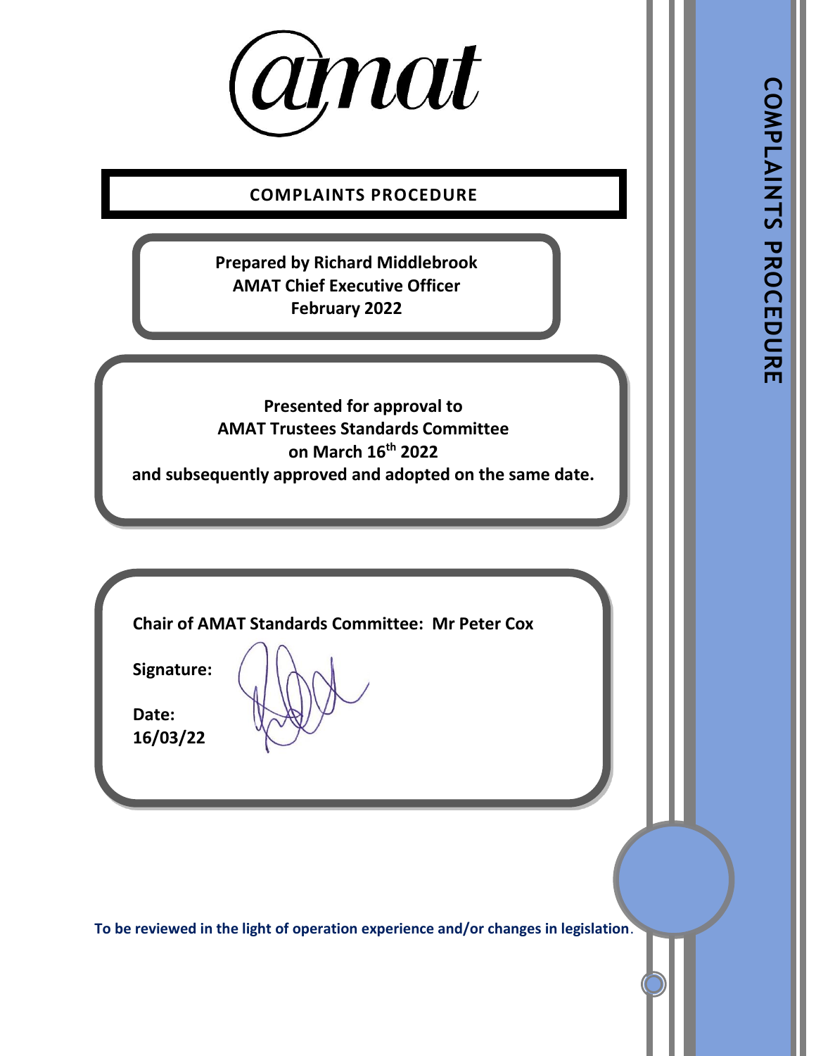amat

# COMPLAINTS PROCEDURE

**Prepared by Richard Middlebrook**
**AMAT Chief Executive Officer**
**February 2022**

**Presented for approval to**
**AMAT Trustees Standards Committee**
**on March 16th 2022**
**and subsequently approved and adopted on the same date.**

**Chair of AMAT Standards Committee: Mr Peter Cox**

**Signature:**

**Date:**
**16/03/22**

**To be reviewed in the light of operation experience and/or changes in legislation**.

COMPLAINTS PROCEDURE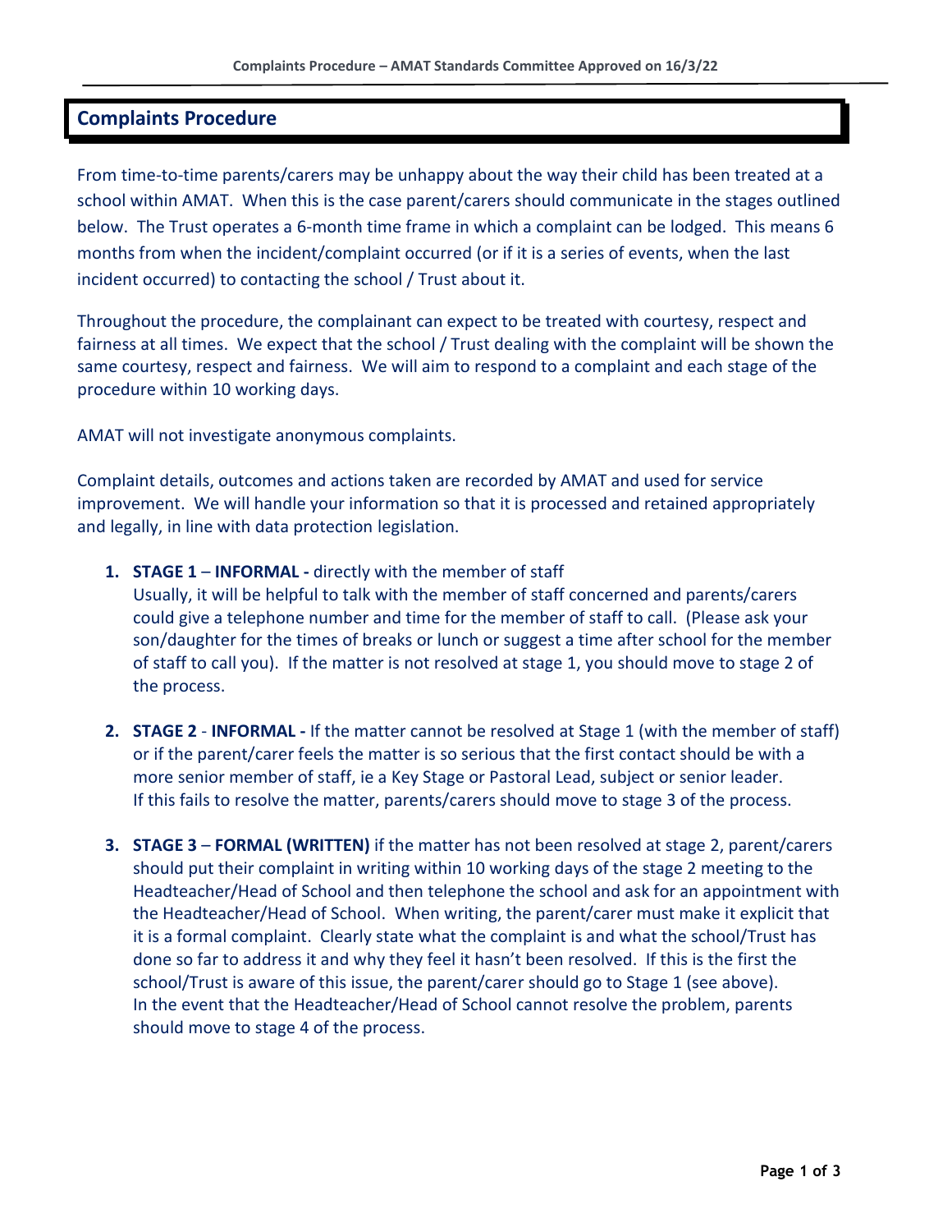## Complaints Procedure

From time-to-time parents/carers may be unhappy about the way their child has been treated at a school within AMAT. When this is the case parent/carers should communicate in the stages outlined below. The Trust operates a 6-month time frame in which a complaint can be lodged. This means 6 months from when the incident/complaint occurred (or if it is a series of events, when the last incident occurred) to contacting the school / Trust about it.

Throughout the procedure, the complainant can expect to be treated with courtesy, respect and fairness at all times. We expect that the school / Trust dealing with the complaint will be shown the same courtesy, respect and fairness. We will aim to respond to a complaint and each stage of the procedure within 10 working days.

AMAT will not investigate anonymous complaints.

Complaint details, outcomes and actions taken are recorded by AMAT and used for service improvement. We will handle your information so that it is processed and retained appropriately and legally, in line with data protection legislation.

1. **STAGE 1** – **INFORMAL -** directly with the member of staff
   Usually, it will be helpful to talk with the member of staff concerned and parents/carers could give a telephone number and time for the member of staff to call. (Please ask your son/daughter for the times of breaks or lunch or suggest a time after school for the member of staff to call you). If the matter is not resolved at stage 1, you should move to stage 2 of the process.

2. **STAGE 2** - **INFORMAL -** If the matter cannot be resolved at Stage 1 (with the member of staff) or if the parent/carer feels the matter is so serious that the first contact should be with a more senior member of staff, ie a Key Stage or Pastoral Lead, subject or senior leader.
   If this fails to resolve the matter, parents/carers should move to stage 3 of the process.

3. **STAGE 3** – **FORMAL (WRITTEN)** if the matter has not been resolved at stage 2, parent/carers should put their complaint in writing within 10 working days of the stage 2 meeting to the Headteacher/Head of School and then telephone the school and ask for an appointment with the Headteacher/Head of School. When writing, the parent/carer must make it explicit that it is a formal complaint. Clearly state what the complaint is and what the school/Trust has done so far to address it and why they feel it hasn't been resolved. If this is the first the school/Trust is aware of this issue, the parent/carer should go to Stage 1 (see above).
   In the event that the Headteacher/Head of School cannot resolve the problem, parents should move to stage 4 of the process.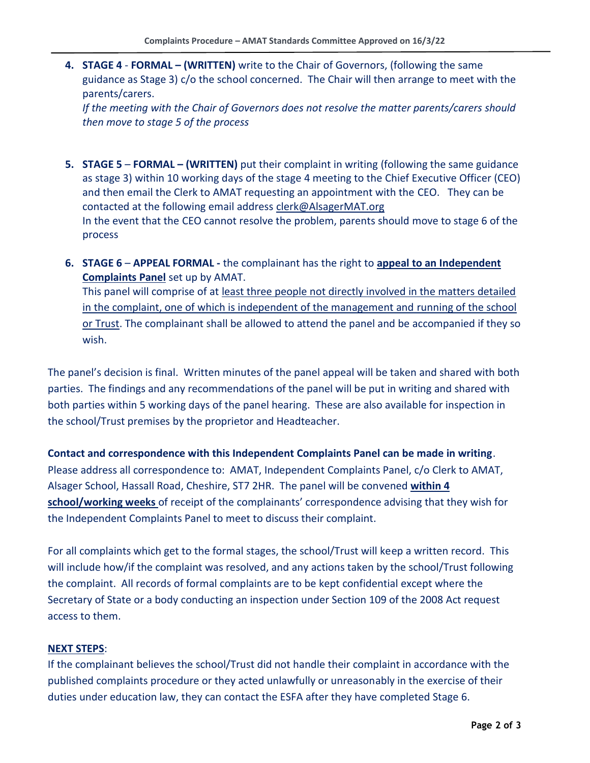4. **STAGE 4** - **FORMAL – (WRITTEN)** write to the Chair of Governors, (following the same guidance as Stage 3) c/o the school concerned. The Chair will then arrange to meet with the parents/carers.
   *If the meeting with the Chair of Governors does not resolve the matter parents/carers should then move to stage 5 of the process*

5. **STAGE 5** – **FORMAL – (WRITTEN)** put their complaint in writing (following the same guidance as stage 3) within 10 working days of the stage 4 meeting to the Chief Executive Officer (CEO) and then email the Clerk to AMAT requesting an appointment with the CEO. They can be contacted at the following email address clerk@AlsagerMAT.org
   In the event that the CEO cannot resolve the problem, parents should move to stage 6 of the process

6. **STAGE 6** – **APPEAL FORMAL -** the complainant has the right to **appeal to an Independent Complaints Panel** set up by AMAT.
   This panel will comprise of at least three people not directly involved in the matters detailed in the complaint, one of which is independent of the management and running of the school or Trust. The complainant shall be allowed to attend the panel and be accompanied if they so wish.

The panel's decision is final. Written minutes of the panel appeal will be taken and shared with both parties. The findings and any recommendations of the panel will be put in writing and shared with both parties within 5 working days of the panel hearing. These are also available for inspection in the school/Trust premises by the proprietor and Headteacher.

**Contact and correspondence with this Independent Complaints Panel can be made in writing**. Please address all correspondence to: AMAT, Independent Complaints Panel, c/o Clerk to AMAT, Alsager School, Hassall Road, Cheshire, ST7 2HR. The panel will be convened **within 4 school/working weeks** of receipt of the complainants' correspondence advising that they wish for the Independent Complaints Panel to meet to discuss their complaint.

For all complaints which get to the formal stages, the school/Trust will keep a written record. This will include how/if the complaint was resolved, and any actions taken by the school/Trust following the complaint. All records of formal complaints are to be kept confidential except where the Secretary of State or a body conducting an inspection under Section 109 of the 2008 Act request access to them.

**NEXT STEPS**:

If the complainant believes the school/Trust did not handle their complaint in accordance with the published complaints procedure or they acted unlawfully or unreasonably in the exercise of their duties under education law, they can contact the ESFA after they have completed Stage 6.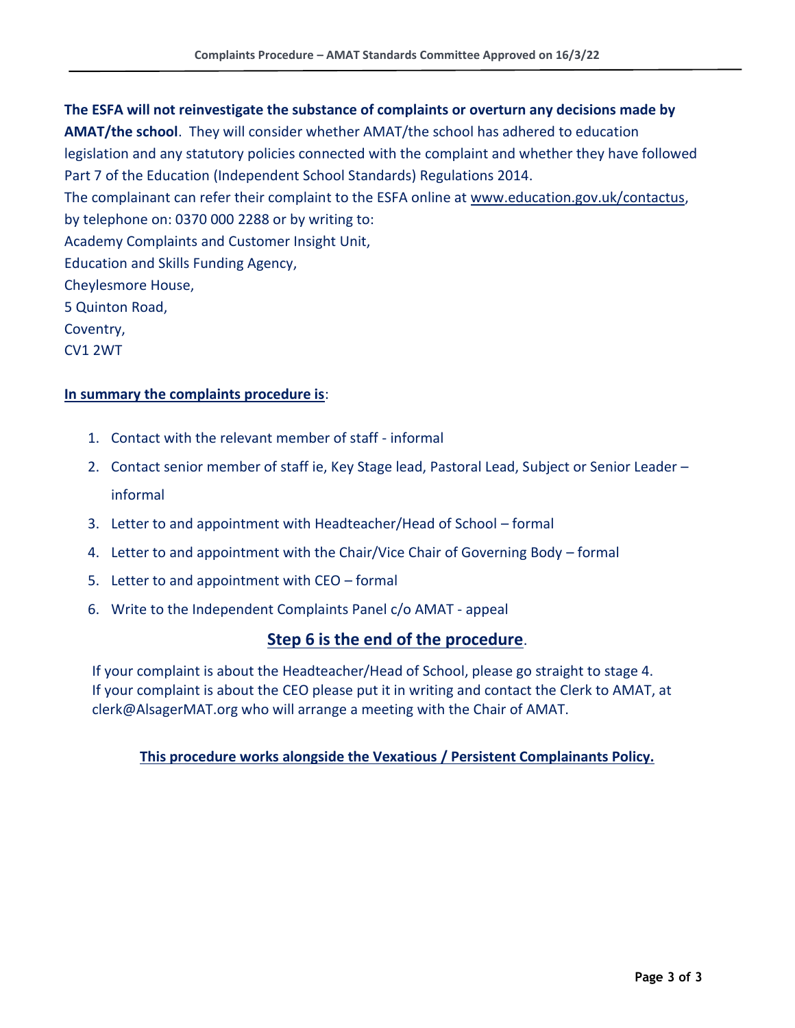**The ESFA will not reinvestigate the substance of complaints or overturn any decisions made by AMAT/the school**. They will consider whether AMAT/the school has adhered to education legislation and any statutory policies connected with the complaint and whether they have followed Part 7 of the Education (Independent School Standards) Regulations 2014.

The complainant can refer their complaint to the ESFA online at www.education.gov.uk/contactus, by telephone on: 0370 000 2288 or by writing to:

Academy Complaints and Customer Insight Unit,
Education and Skills Funding Agency,
Cheylesmore House,
5 Quinton Road,
Coventry,
CV1 2WT

**In summary the complaints procedure is**:

1. Contact with the relevant member of staff - informal
2. Contact senior member of staff ie, Key Stage lead, Pastoral Lead, Subject or Senior Leader – informal
3. Letter to and appointment with Headteacher/Head of School – formal
4. Letter to and appointment with the Chair/Vice Chair of Governing Body – formal
5. Letter to and appointment with CEO – formal
6. Write to the Independent Complaints Panel c/o AMAT - appeal

## Step 6 is the end of the procedure.

If your complaint is about the Headteacher/Head of School, please go straight to stage 4.
If your complaint is about the CEO please put it in writing and contact the Clerk to AMAT, at clerk@AlsagerMAT.org who will arrange a meeting with the Chair of AMAT.

**This procedure works alongside the Vexatious / Persistent Complainants Policy.**